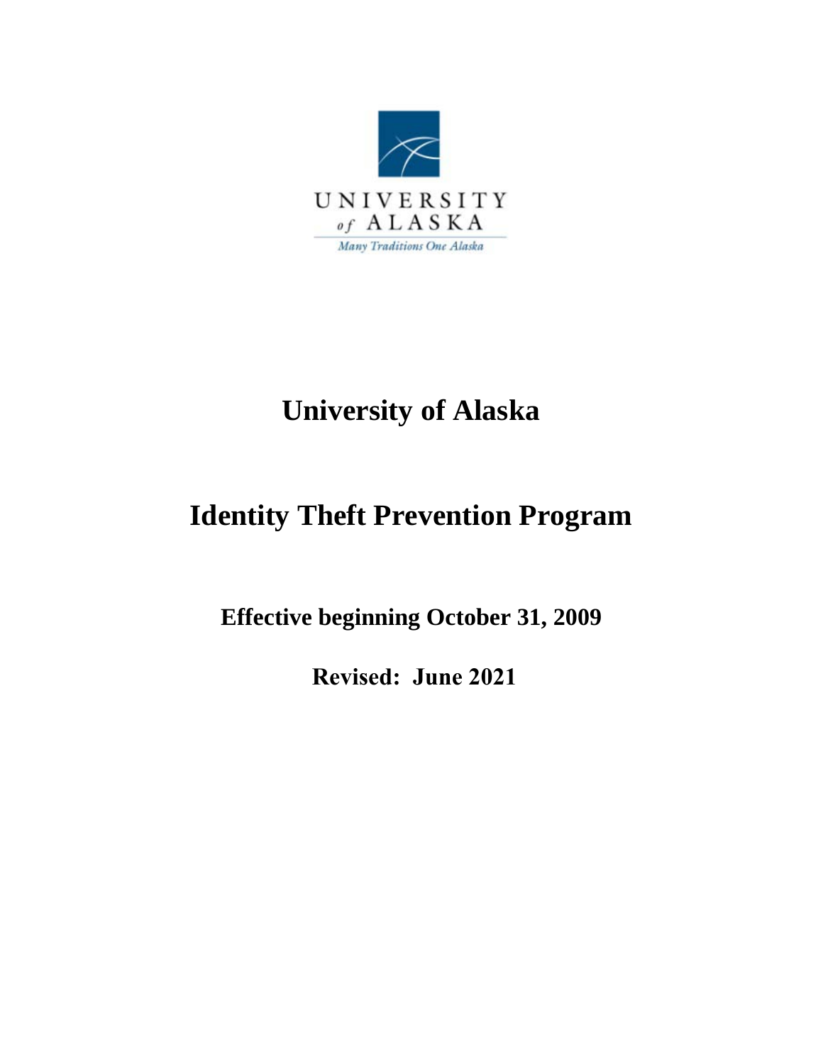UNIVERSITY of ALASKA

*Many Traditions One Alaska*

# University of Alaska

# Identity Theft Prevention Program

**Effective beginning October 31, 2009**

**Revised: June 2021**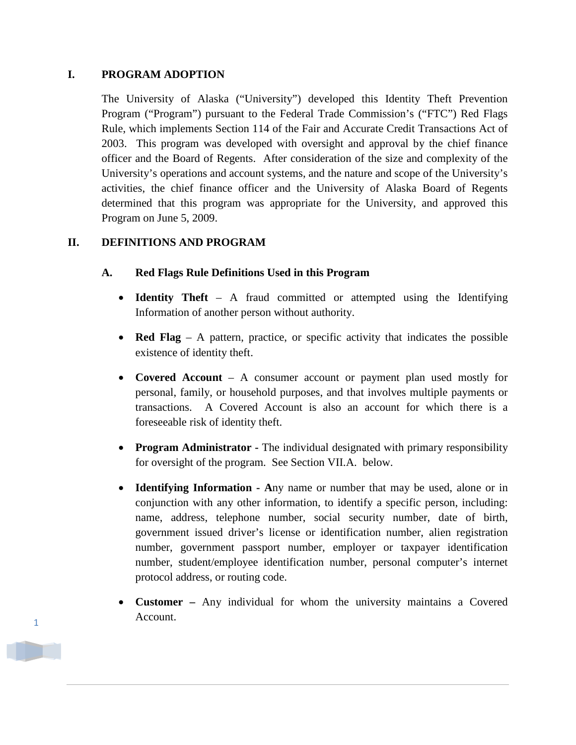## I. PROGRAM ADOPTION

The University of Alaska ("University") developed this Identity Theft Prevention Program ("Program") pursuant to the Federal Trade Commission's ("FTC") Red Flags Rule, which implements Section 114 of the Fair and Accurate Credit Transactions Act of 2003. This program was developed with oversight and approval by the chief finance officer and the Board of Regents. After consideration of the size and complexity of the University's operations and account systems, and the nature and scope of the University's activities, the chief finance officer and the University of Alaska Board of Regents determined that this program was appropriate for the University, and approved this Program on June 5, 2009.

## II. DEFINITIONS AND PROGRAM

### A. Red Flags Rule Definitions Used in this Program

- **Identity Theft** – A fraud committed or attempted using the Identifying Information of another person without authority.
- **Red Flag** – A pattern, practice, or specific activity that indicates the possible existence of identity theft.
- **Covered Account** – A consumer account or payment plan used mostly for personal, family, or household purposes, and that involves multiple payments or transactions. A Covered Account is also an account for which there is a foreseeable risk of identity theft.
- **Program Administrator -** The individual designated with primary responsibility for oversight of the program. See Section VII.A. below.
- **Identifying Information - A**ny name or number that may be used, alone or in conjunction with any other information, to identify a specific person, including: name, address, telephone number, social security number, date of birth, government issued driver's license or identification number, alien registration number, government passport number, employer or taxpayer identification number, student/employee identification number, personal computer's internet protocol address, or routing code.
- **Customer –** Any individual for whom the university maintains a Covered Account.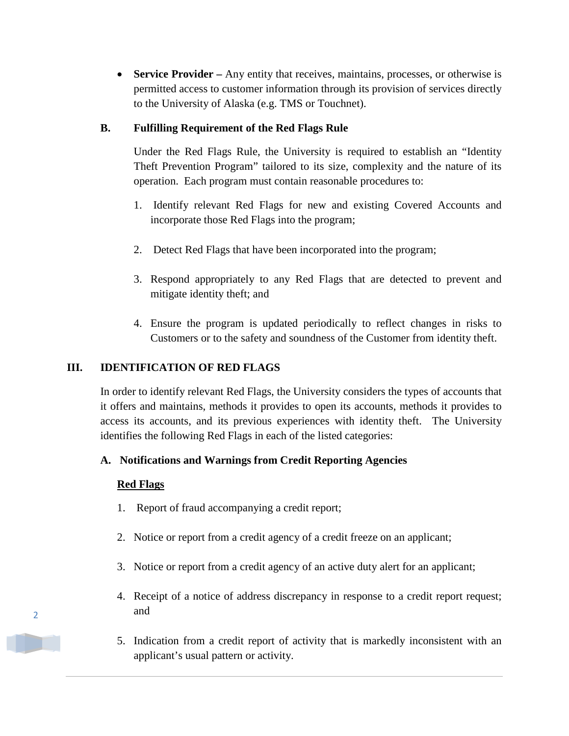- **Service Provider –** Any entity that receives, maintains, processes, or otherwise is permitted access to customer information through its provision of services directly to the University of Alaska (e.g. TMS or Touchnet).

### B. Fulfilling Requirement of the Red Flags Rule

Under the Red Flags Rule, the University is required to establish an "Identity Theft Prevention Program" tailored to its size, complexity and the nature of its operation. Each program must contain reasonable procedures to:

1. Identify relevant Red Flags for new and existing Covered Accounts and incorporate those Red Flags into the program;

2. Detect Red Flags that have been incorporated into the program;

3. Respond appropriately to any Red Flags that are detected to prevent and mitigate identity theft; and

4. Ensure the program is updated periodically to reflect changes in risks to Customers or to the safety and soundness of the Customer from identity theft.

## III. IDENTIFICATION OF RED FLAGS

In order to identify relevant Red Flags, the University considers the types of accounts that it offers and maintains, methods it provides to open its accounts, methods it provides to access its accounts, and its previous experiences with identity theft. The University identifies the following Red Flags in each of the listed categories:

### A. Notifications and Warnings from Credit Reporting Agencies

**Red Flags**

1. Report of fraud accompanying a credit report;

2. Notice or report from a credit agency of a credit freeze on an applicant;

3. Notice or report from a credit agency of an active duty alert for an applicant;

4. Receipt of a notice of address discrepancy in response to a credit report request; and

5. Indication from a credit report of activity that is markedly inconsistent with an applicant's usual pattern or activity.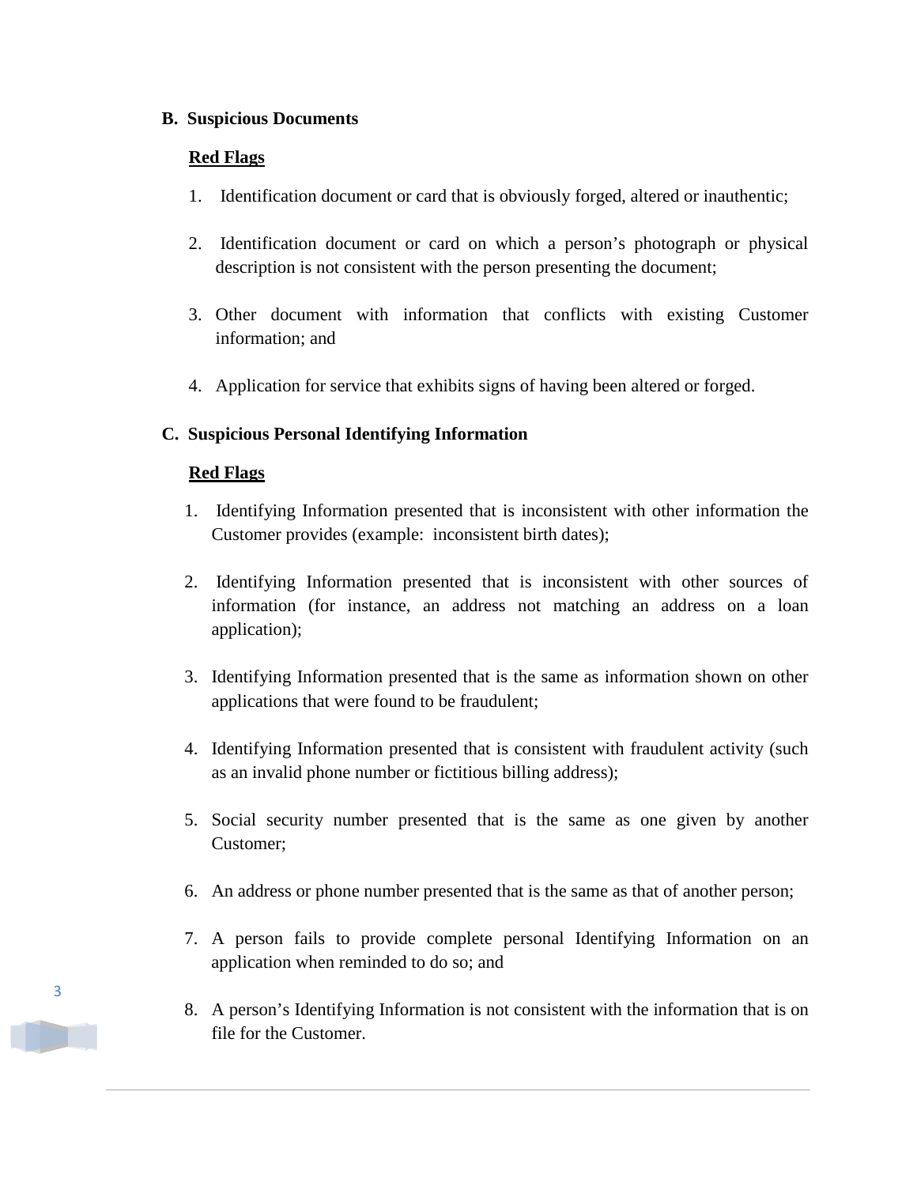**B. Suspicious Documents**

**Red Flags**

1. Identification document or card that is obviously forged, altered or inauthentic;

2. Identification document or card on which a person's photograph or physical description is not consistent with the person presenting the document;

3. Other document with information that conflicts with existing Customer information; and

4. Application for service that exhibits signs of having been altered or forged.

**C. Suspicious Personal Identifying Information**

**Red Flags**

1. Identifying Information presented that is inconsistent with other information the Customer provides (example: inconsistent birth dates);

2. Identifying Information presented that is inconsistent with other sources of information (for instance, an address not matching an address on a loan application);

3. Identifying Information presented that is the same as information shown on other applications that were found to be fraudulent;

4. Identifying Information presented that is consistent with fraudulent activity (such as an invalid phone number or fictitious billing address);

5. Social security number presented that is the same as one given by another Customer;

6. An address or phone number presented that is the same as that of another person;

7. A person fails to provide complete personal Identifying Information on an application when reminded to do so; and

8. A person's Identifying Information is not consistent with the information that is on file for the Customer.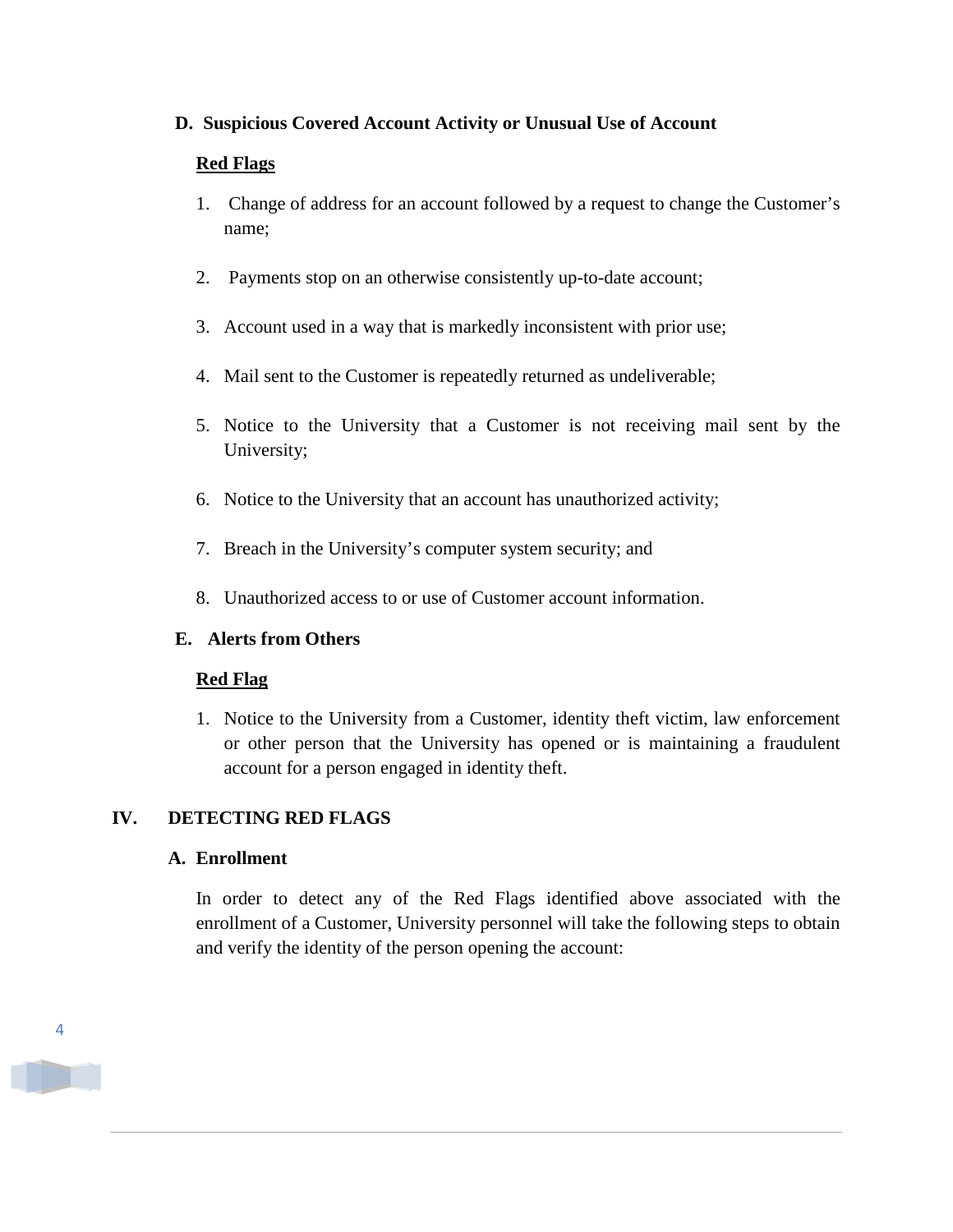### D. Suspicious Covered Account Activity or Unusual Use of Account

**Red Flags**

1. Change of address for an account followed by a request to change the Customer's name;

2. Payments stop on an otherwise consistently up-to-date account;

3. Account used in a way that is markedly inconsistent with prior use;

4. Mail sent to the Customer is repeatedly returned as undeliverable;

5. Notice to the University that a Customer is not receiving mail sent by the University;

6. Notice to the University that an account has unauthorized activity;

7. Breach in the University's computer system security; and

8. Unauthorized access to or use of Customer account information.

### E. Alerts from Others

**Red Flag**

1. Notice to the University from a Customer, identity theft victim, law enforcement or other person that the University has opened or is maintaining a fraudulent account for a person engaged in identity theft.

## IV. DETECTING RED FLAGS

### A. Enrollment

In order to detect any of the Red Flags identified above associated with the enrollment of a Customer, University personnel will take the following steps to obtain and verify the identity of the person opening the account: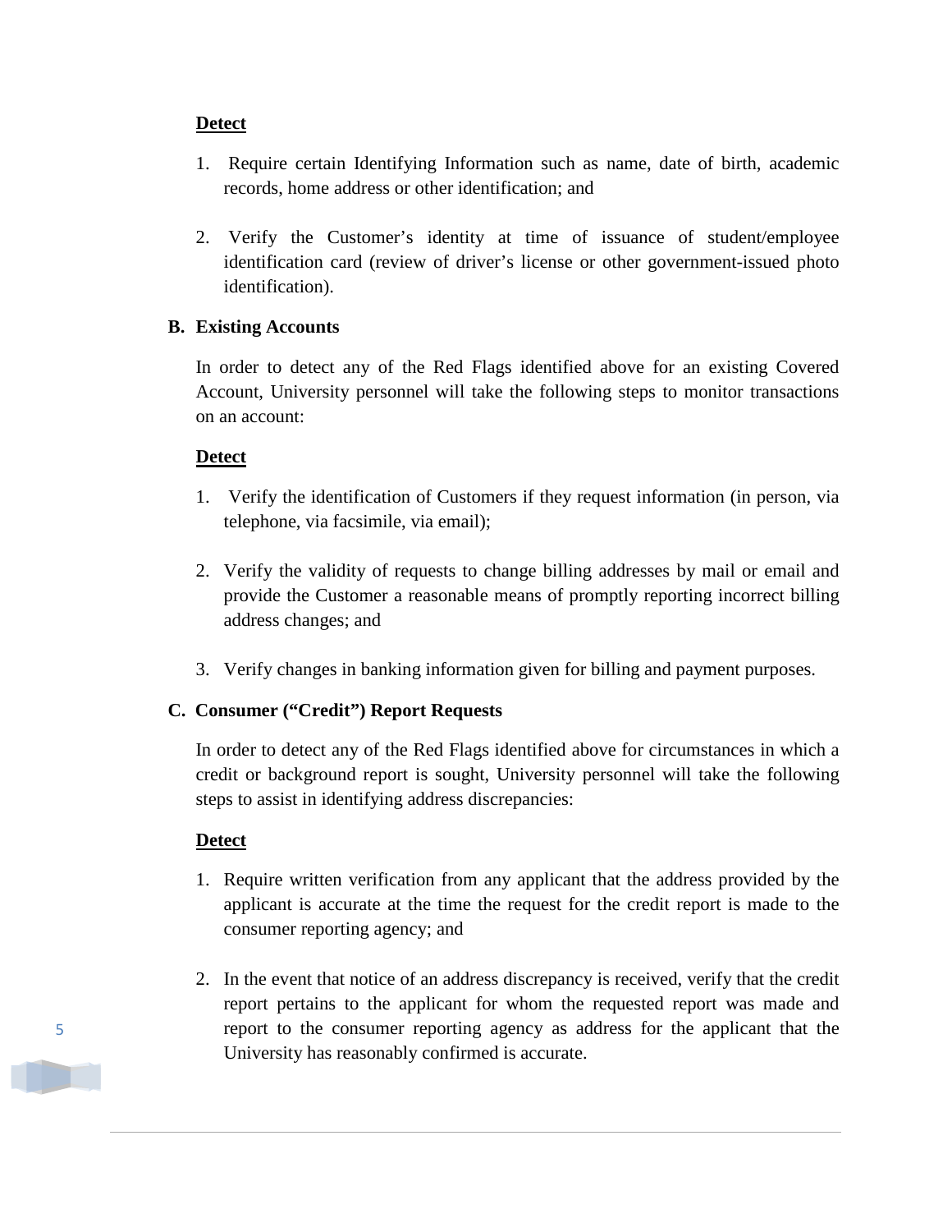**Detect**

1. Require certain Identifying Information such as name, date of birth, academic records, home address or other identification; and

2. Verify the Customer's identity at time of issuance of student/employee identification card (review of driver's license or other government-issued photo identification).

**B. Existing Accounts**

In order to detect any of the Red Flags identified above for an existing Covered Account, University personnel will take the following steps to monitor transactions on an account:

**Detect**

1. Verify the identification of Customers if they request information (in person, via telephone, via facsimile, via email);

2. Verify the validity of requests to change billing addresses by mail or email and provide the Customer a reasonable means of promptly reporting incorrect billing address changes; and

3. Verify changes in banking information given for billing and payment purposes.

**C. Consumer ("Credit") Report Requests**

In order to detect any of the Red Flags identified above for circumstances in which a credit or background report is sought, University personnel will take the following steps to assist in identifying address discrepancies:

**Detect**

1. Require written verification from any applicant that the address provided by the applicant is accurate at the time the request for the credit report is made to the consumer reporting agency; and

2. In the event that notice of an address discrepancy is received, verify that the credit report pertains to the applicant for whom the requested report was made and report to the consumer reporting agency as address for the applicant that the University has reasonably confirmed is accurate.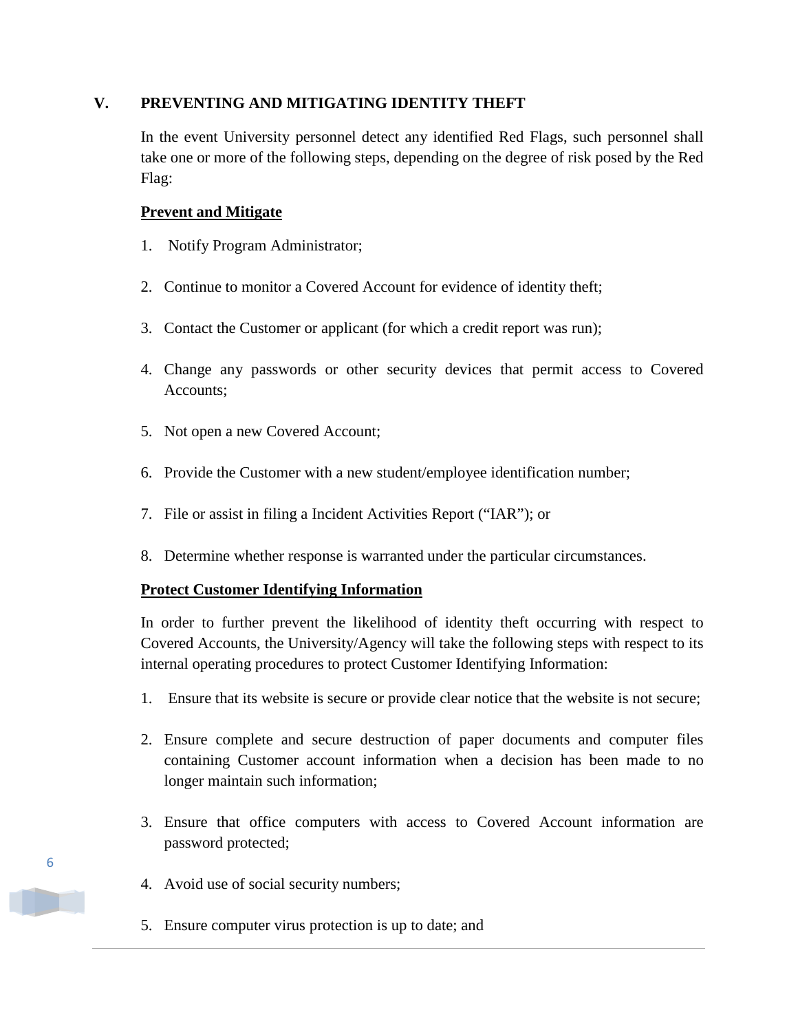## V. PREVENTING AND MITIGATING IDENTITY THEFT

In the event University personnel detect any identified Red Flags, such personnel shall take one or more of the following steps, depending on the degree of risk posed by the Red Flag:

**Prevent and Mitigate**

1. Notify Program Administrator;
2. Continue to monitor a Covered Account for evidence of identity theft;
3. Contact the Customer or applicant (for which a credit report was run);
4. Change any passwords or other security devices that permit access to Covered Accounts;
5. Not open a new Covered Account;
6. Provide the Customer with a new student/employee identification number;
7. File or assist in filing a Incident Activities Report ("IAR"); or
8. Determine whether response is warranted under the particular circumstances.

**Protect Customer Identifying Information**

In order to further prevent the likelihood of identity theft occurring with respect to Covered Accounts, the University/Agency will take the following steps with respect to its internal operating procedures to protect Customer Identifying Information:

1. Ensure that its website is secure or provide clear notice that the website is not secure;
2. Ensure complete and secure destruction of paper documents and computer files containing Customer account information when a decision has been made to no longer maintain such information;
3. Ensure that office computers with access to Covered Account information are password protected;
4. Avoid use of social security numbers;
5. Ensure computer virus protection is up to date; and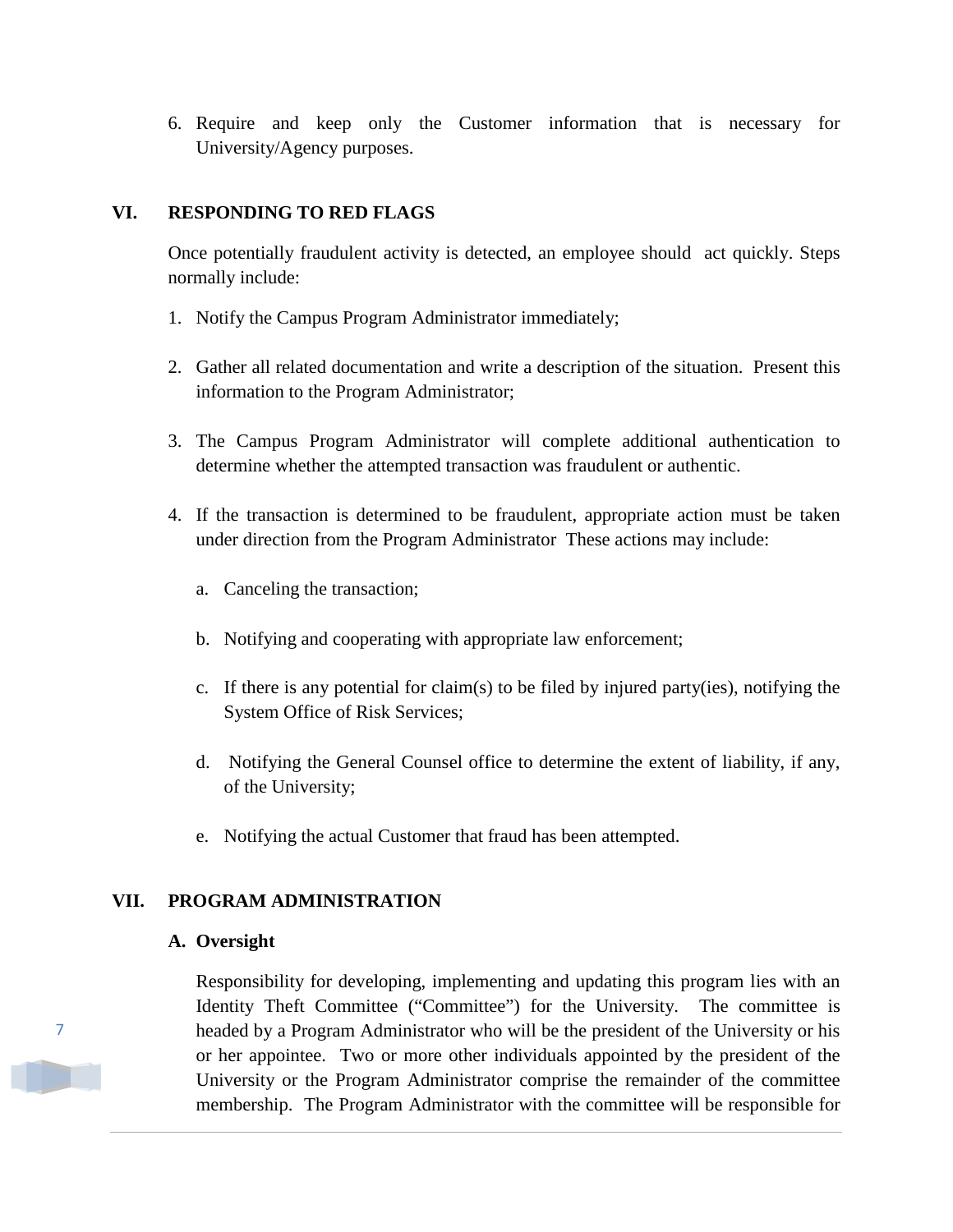6. Require and keep only the Customer information that is necessary for University/Agency purposes.

## VI. RESPONDING TO RED FLAGS

Once potentially fraudulent activity is detected, an employee should act quickly. Steps normally include:

1. Notify the Campus Program Administrator immediately;

2. Gather all related documentation and write a description of the situation. Present this information to the Program Administrator;

3. The Campus Program Administrator will complete additional authentication to determine whether the attempted transaction was fraudulent or authentic.

4. If the transaction is determined to be fraudulent, appropriate action must be taken under direction from the Program Administrator These actions may include:

   a. Canceling the transaction;

   b. Notifying and cooperating with appropriate law enforcement;

   c. If there is any potential for claim(s) to be filed by injured party(ies), notifying the System Office of Risk Services;

   d. Notifying the General Counsel office to determine the extent of liability, if any, of the University;

   e. Notifying the actual Customer that fraud has been attempted.

## VII. PROGRAM ADMINISTRATION

### A. Oversight

Responsibility for developing, implementing and updating this program lies with an Identity Theft Committee ("Committee") for the University. The committee is headed by a Program Administrator who will be the president of the University or his or her appointee. Two or more other individuals appointed by the president of the University or the Program Administrator comprise the remainder of the committee membership. The Program Administrator with the committee will be responsible for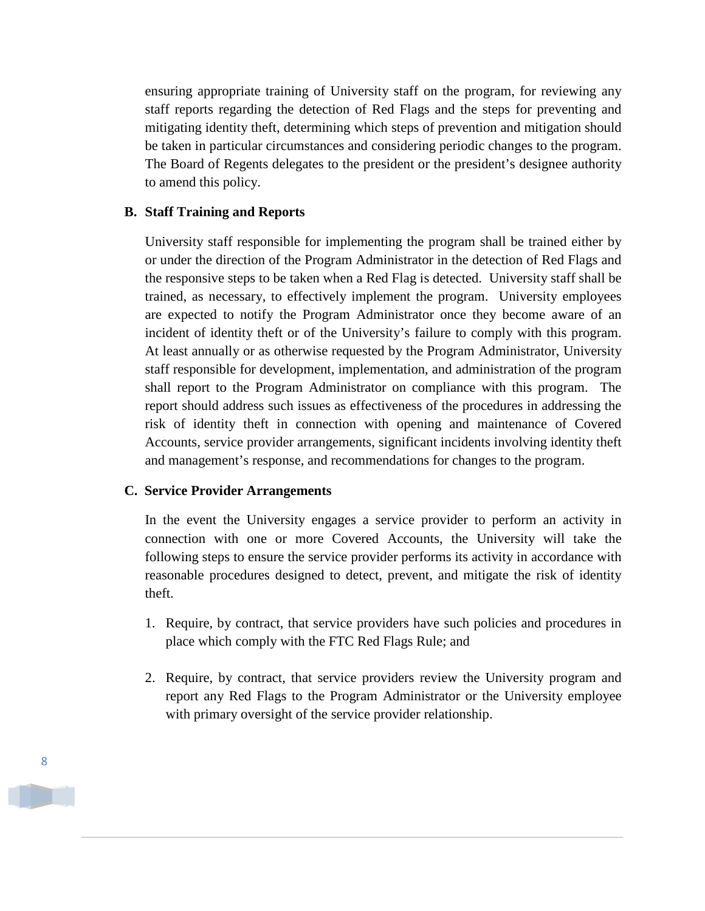ensuring appropriate training of University staff on the program, for reviewing any staff reports regarding the detection of Red Flags and the steps for preventing and mitigating identity theft, determining which steps of prevention and mitigation should be taken in particular circumstances and considering periodic changes to the program. The Board of Regents delegates to the president or the president's designee authority to amend this policy.

**B. Staff Training and Reports**

University staff responsible for implementing the program shall be trained either by or under the direction of the Program Administrator in the detection of Red Flags and the responsive steps to be taken when a Red Flag is detected. University staff shall be trained, as necessary, to effectively implement the program. University employees are expected to notify the Program Administrator once they become aware of an incident of identity theft or of the University's failure to comply with this program. At least annually or as otherwise requested by the Program Administrator, University staff responsible for development, implementation, and administration of the program shall report to the Program Administrator on compliance with this program. The report should address such issues as effectiveness of the procedures in addressing the risk of identity theft in connection with opening and maintenance of Covered Accounts, service provider arrangements, significant incidents involving identity theft and management's response, and recommendations for changes to the program.

**C. Service Provider Arrangements**

In the event the University engages a service provider to perform an activity in connection with one or more Covered Accounts, the University will take the following steps to ensure the service provider performs its activity in accordance with reasonable procedures designed to detect, prevent, and mitigate the risk of identity theft.

1. Require, by contract, that service providers have such policies and procedures in place which comply with the FTC Red Flags Rule; and

2. Require, by contract, that service providers review the University program and report any Red Flags to the Program Administrator or the University employee with primary oversight of the service provider relationship.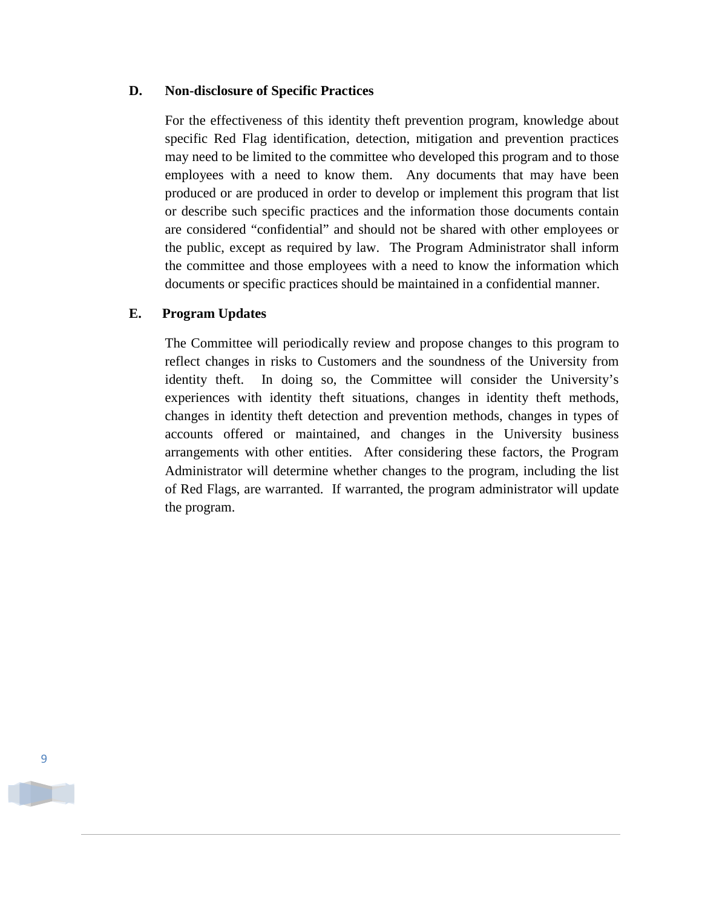### D. Non-disclosure of Specific Practices

For the effectiveness of this identity theft prevention program, knowledge about specific Red Flag identification, detection, mitigation and prevention practices may need to be limited to the committee who developed this program and to those employees with a need to know them. Any documents that may have been produced or are produced in order to develop or implement this program that list or describe such specific practices and the information those documents contain are considered "confidential" and should not be shared with other employees or the public, except as required by law. The Program Administrator shall inform the committee and those employees with a need to know the information which documents or specific practices should be maintained in a confidential manner.

### E. Program Updates

The Committee will periodically review and propose changes to this program to reflect changes in risks to Customers and the soundness of the University from identity theft. In doing so, the Committee will consider the University's experiences with identity theft situations, changes in identity theft methods, changes in identity theft detection and prevention methods, changes in types of accounts offered or maintained, and changes in the University business arrangements with other entities. After considering these factors, the Program Administrator will determine whether changes to the program, including the list of Red Flags, are warranted. If warranted, the program administrator will update the program.